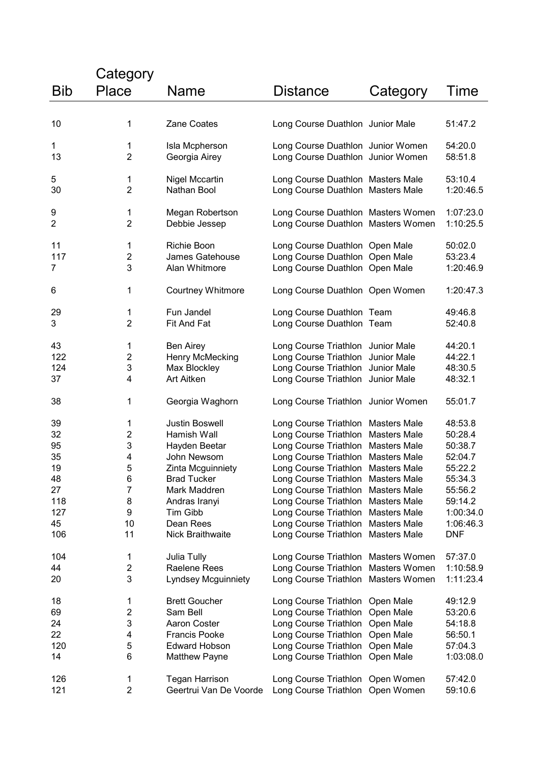| Bib | Category Place | Name | Distance | Category | Time |
|---|---|---|---|---|---|
| 10 | 1 | Zane Coates | Long Course Duathlon | Junior Male | 51:47.2 |
| 1 | 1 | Isla Mcpherson | Long Course Duathlon | Junior Women | 54:20.0 |
| 13 | 2 | Georgia Airey | Long Course Duathlon | Junior Women | 58:51.8 |
| 5 | 1 | Nigel Mccartin | Long Course Duathlon | Masters Male | 53:10.4 |
| 30 | 2 | Nathan Bool | Long Course Duathlon | Masters Male | 1:20:46.5 |
| 9 | 1 | Megan Robertson | Long Course Duathlon | Masters Women | 1:07:23.0 |
| 2 | 2 | Debbie Jessep | Long Course Duathlon | Masters Women | 1:10:25.5 |
| 11 | 1 | Richie Boon | Long Course Duathlon | Open Male | 50:02.0 |
| 117 | 2 | James Gatehouse | Long Course Duathlon | Open Male | 53:23.4 |
| 7 | 3 | Alan Whitmore | Long Course Duathlon | Open Male | 1:20:46.9 |
| 6 | 1 | Courtney Whitmore | Long Course Duathlon | Open Women | 1:20:47.3 |
| 29 | 1 | Fun Jandel | Long Course Duathlon | Team | 49:46.8 |
| 3 | 2 | Fit And Fat | Long Course Duathlon | Team | 52:40.8 |
| 43 | 1 | Ben Airey | Long Course Triathlon | Junior Male | 44:20.1 |
| 122 | 2 | Henry McMecking | Long Course Triathlon | Junior Male | 44:22.1 |
| 124 | 3 | Max Blockley | Long Course Triathlon | Junior Male | 48:30.5 |
| 37 | 4 | Art Aitken | Long Course Triathlon | Junior Male | 48:32.1 |
| 38 | 1 | Georgia Waghorn | Long Course Triathlon | Junior Women | 55:01.7 |
| 39 | 1 | Justin Boswell | Long Course Triathlon | Masters Male | 48:53.8 |
| 32 | 2 | Hamish Wall | Long Course Triathlon | Masters Male | 50:28.4 |
| 95 | 3 | Hayden Beetar | Long Course Triathlon | Masters Male | 50:38.7 |
| 35 | 4 | John Newsom | Long Course Triathlon | Masters Male | 52:04.7 |
| 19 | 5 | Zinta Mcguinniety | Long Course Triathlon | Masters Male | 55:22.2 |
| 48 | 6 | Brad Tucker | Long Course Triathlon | Masters Male | 55:34.3 |
| 27 | 7 | Mark Maddren | Long Course Triathlon | Masters Male | 55:56.2 |
| 118 | 8 | Andras Iranyi | Long Course Triathlon | Masters Male | 59:14.2 |
| 127 | 9 | Tim Gibb | Long Course Triathlon | Masters Male | 1:00:34.0 |
| 45 | 10 | Dean Rees | Long Course Triathlon | Masters Male | 1:06:46.3 |
| 106 | 11 | Nick Braithwaite | Long Course Triathlon | Masters Male | DNF |
| 104 | 1 | Julia Tully | Long Course Triathlon | Masters Women | 57:37.0 |
| 44 | 2 | Raelene Rees | Long Course Triathlon | Masters Women | 1:10:58.9 |
| 20 | 3 | Lyndsey Mcguinniety | Long Course Triathlon | Masters Women | 1:11:23.4 |
| 18 | 1 | Brett Goucher | Long Course Triathlon | Open Male | 49:12.9 |
| 69 | 2 | Sam Bell | Long Course Triathlon | Open Male | 53:20.6 |
| 24 | 3 | Aaron Coster | Long Course Triathlon | Open Male | 54:18.8 |
| 22 | 4 | Francis Pooke | Long Course Triathlon | Open Male | 56:50.1 |
| 120 | 5 | Edward Hobson | Long Course Triathlon | Open Male | 57:04.3 |
| 14 | 6 | Matthew Payne | Long Course Triathlon | Open Male | 1:03:08.0 |
| 126 | 1 | Tegan Harrison | Long Course Triathlon | Open Women | 57:42.0 |
| 121 | 2 | Geertrui Van De Voorde | Long Course Triathlon | Open Women | 59:10.6 |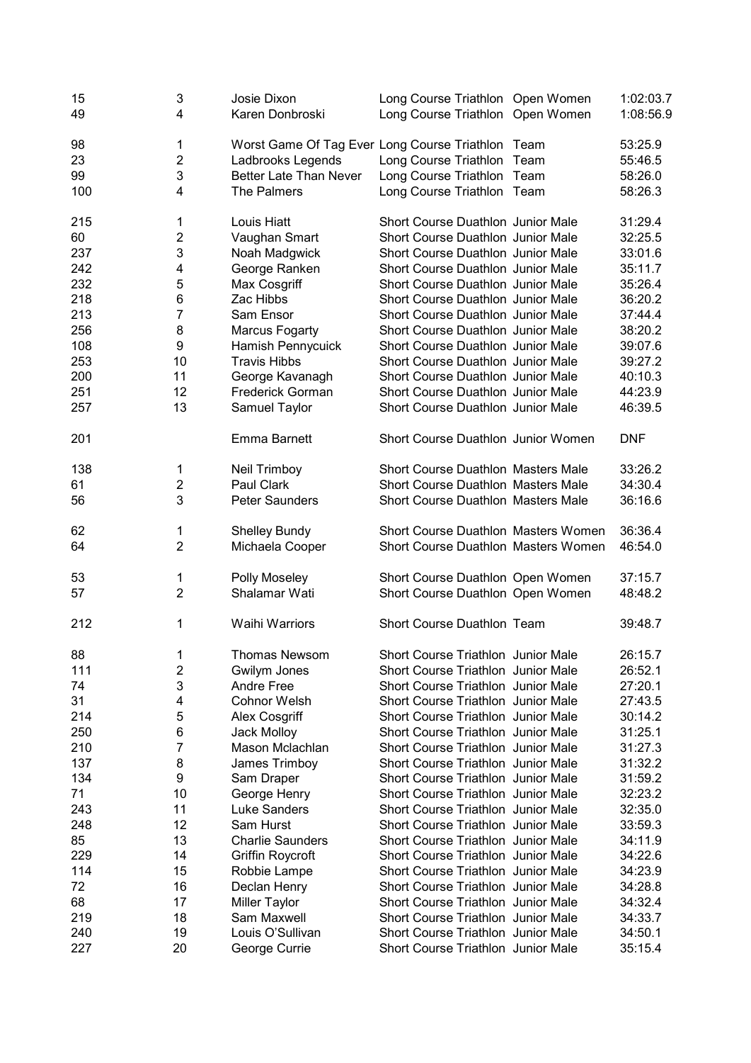| | | | | | |
|---|---|---|---|---|---|
| 15 | 3 | Josie Dixon | Long Course Triathlon | Open Women | 1:02:03.7 |
| 49 | 4 | Karen Donbroski | Long Course Triathlon | Open Women | 1:08:56.9 |
| | | | | | |
| 98 | 1 | Worst Game Of Tag Ever | Long Course Triathlon | Team | 53:25.9 |
| 23 | 2 | Ladbrooks Legends | Long Course Triathlon | Team | 55:46.5 |
| 99 | 3 | Better Late Than Never | Long Course Triathlon | Team | 58:26.0 |
| 100 | 4 | The Palmers | Long Course Triathlon | Team | 58:26.3 |
| | | | | | |
| 215 | 1 | Louis Hiatt | Short Course Duathlon | Junior Male | 31:29.4 |
| 60 | 2 | Vaughan Smart | Short Course Duathlon | Junior Male | 32:25.5 |
| 237 | 3 | Noah Madgwick | Short Course Duathlon | Junior Male | 33:01.6 |
| 242 | 4 | George Ranken | Short Course Duathlon | Junior Male | 35:11.7 |
| 232 | 5 | Max Cosgriff | Short Course Duathlon | Junior Male | 35:26.4 |
| 218 | 6 | Zac Hibbs | Short Course Duathlon | Junior Male | 36:20.2 |
| 213 | 7 | Sam Ensor | Short Course Duathlon | Junior Male | 37:44.4 |
| 256 | 8 | Marcus Fogarty | Short Course Duathlon | Junior Male | 38:20.2 |
| 108 | 9 | Hamish Pennycuick | Short Course Duathlon | Junior Male | 39:07.6 |
| 253 | 10 | Travis Hibbs | Short Course Duathlon | Junior Male | 39:27.2 |
| 200 | 11 | George Kavanagh | Short Course Duathlon | Junior Male | 40:10.3 |
| 251 | 12 | Frederick Gorman | Short Course Duathlon | Junior Male | 44:23.9 |
| 257 | 13 | Samuel Taylor | Short Course Duathlon | Junior Male | 46:39.5 |
| | | | | | |
| 201 | | Emma Barnett | Short Course Duathlon | Junior Women | DNF |
| | | | | | |
| 138 | 1 | Neil Trimboy | Short Course Duathlon | Masters Male | 33:26.2 |
| 61 | 2 | Paul Clark | Short Course Duathlon | Masters Male | 34:30.4 |
| 56 | 3 | Peter Saunders | Short Course Duathlon | Masters Male | 36:16.6 |
| | | | | | |
| 62 | 1 | Shelley Bundy | Short Course Duathlon | Masters Women | 36:36.4 |
| 64 | 2 | Michaela Cooper | Short Course Duathlon | Masters Women | 46:54.0 |
| | | | | | |
| 53 | 1 | Polly Moseley | Short Course Duathlon | Open Women | 37:15.7 |
| 57 | 2 | Shalamar Wati | Short Course Duathlon | Open Women | 48:48.2 |
| | | | | | |
| 212 | 1 | Waihi Warriors | Short Course Duathlon | Team | 39:48.7 |
| | | | | | |
| 88 | 1 | Thomas Newsom | Short Course Triathlon | Junior Male | 26:15.7 |
| 111 | 2 | Gwilym Jones | Short Course Triathlon | Junior Male | 26:52.1 |
| 74 | 3 | Andre Free | Short Course Triathlon | Junior Male | 27:20.1 |
| 31 | 4 | Cohnor Welsh | Short Course Triathlon | Junior Male | 27:43.5 |
| 214 | 5 | Alex Cosgriff | Short Course Triathlon | Junior Male | 30:14.2 |
| 250 | 6 | Jack Molloy | Short Course Triathlon | Junior Male | 31:25.1 |
| 210 | 7 | Mason Mclachlan | Short Course Triathlon | Junior Male | 31:27.3 |
| 137 | 8 | James Trimboy | Short Course Triathlon | Junior Male | 31:32.2 |
| 134 | 9 | Sam Draper | Short Course Triathlon | Junior Male | 31:59.2 |
| 71 | 10 | George Henry | Short Course Triathlon | Junior Male | 32:23.2 |
| 243 | 11 | Luke Sanders | Short Course Triathlon | Junior Male | 32:35.0 |
| 248 | 12 | Sam Hurst | Short Course Triathlon | Junior Male | 33:59.3 |
| 85 | 13 | Charlie Saunders | Short Course Triathlon | Junior Male | 34:11.9 |
| 229 | 14 | Griffin Roycroft | Short Course Triathlon | Junior Male | 34:22.6 |
| 114 | 15 | Robbie Lampe | Short Course Triathlon | Junior Male | 34:23.9 |
| 72 | 16 | Declan Henry | Short Course Triathlon | Junior Male | 34:28.8 |
| 68 | 17 | Miller Taylor | Short Course Triathlon | Junior Male | 34:32.4 |
| 219 | 18 | Sam Maxwell | Short Course Triathlon | Junior Male | 34:33.7 |
| 240 | 19 | Louis O'Sullivan | Short Course Triathlon | Junior Male | 34:50.1 |
| 227 | 20 | George Currie | Short Course Triathlon | Junior Male | 35:15.4 |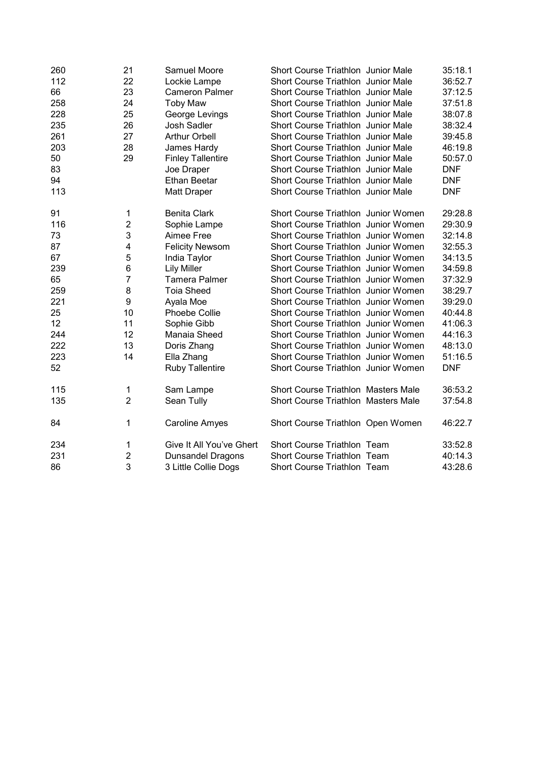| | | | | | |
|---|---|---|---|---|---|
| 260 | 21 | Samuel Moore | Short Course Triathlon | Junior Male | 35:18.1 |
| 112 | 22 | Lockie Lampe | Short Course Triathlon | Junior Male | 36:52.7 |
| 66 | 23 | Cameron Palmer | Short Course Triathlon | Junior Male | 37:12.5 |
| 258 | 24 | Toby Maw | Short Course Triathlon | Junior Male | 37:51.8 |
| 228 | 25 | George Levings | Short Course Triathlon | Junior Male | 38:07.8 |
| 235 | 26 | Josh Sadler | Short Course Triathlon | Junior Male | 38:32.4 |
| 261 | 27 | Arthur Orbell | Short Course Triathlon | Junior Male | 39:45.8 |
| 203 | 28 | James Hardy | Short Course Triathlon | Junior Male | 46:19.8 |
| 50 | 29 | Finley Tallentire | Short Course Triathlon | Junior Male | 50:57.0 |
| 83 | | Joe Draper | Short Course Triathlon | Junior Male | DNF |
| 94 | | Ethan Beetar | Short Course Triathlon | Junior Male | DNF |
| 113 | | Matt Draper | Short Course Triathlon | Junior Male | DNF |
| | | | | | |
| 91 | 1 | Benita Clark | Short Course Triathlon | Junior Women | 29:28.8 |
| 116 | 2 | Sophie Lampe | Short Course Triathlon | Junior Women | 29:30.9 |
| 73 | 3 | Aimee Free | Short Course Triathlon | Junior Women | 32:14.8 |
| 87 | 4 | Felicity Newsom | Short Course Triathlon | Junior Women | 32:55.3 |
| 67 | 5 | India Taylor | Short Course Triathlon | Junior Women | 34:13.5 |
| 239 | 6 | Lily Miller | Short Course Triathlon | Junior Women | 34:59.8 |
| 65 | 7 | Tamera Palmer | Short Course Triathlon | Junior Women | 37:32.9 |
| 259 | 8 | Toia Sheed | Short Course Triathlon | Junior Women | 38:29.7 |
| 221 | 9 | Ayala Moe | Short Course Triathlon | Junior Women | 39:29.0 |
| 25 | 10 | Phoebe Collie | Short Course Triathlon | Junior Women | 40:44.8 |
| 12 | 11 | Sophie Gibb | Short Course Triathlon | Junior Women | 41:06.3 |
| 244 | 12 | Manaia Sheed | Short Course Triathlon | Junior Women | 44:16.3 |
| 222 | 13 | Doris Zhang | Short Course Triathlon | Junior Women | 48:13.0 |
| 223 | 14 | Ella Zhang | Short Course Triathlon | Junior Women | 51:16.5 |
| 52 | | Ruby Tallentire | Short Course Triathlon | Junior Women | DNF |
| | | | | | |
| 115 | 1 | Sam Lampe | Short Course Triathlon | Masters Male | 36:53.2 |
| 135 | 2 | Sean Tully | Short Course Triathlon | Masters Male | 37:54.8 |
| | | | | | |
| 84 | 1 | Caroline Amyes | Short Course Triathlon | Open Women | 46:22.7 |
| | | | | | |
| 234 | 1 | Give It All You've Ghert | Short Course Triathlon | Team | 33:52.8 |
| 231 | 2 | Dunsandel Dragons | Short Course Triathlon | Team | 40:14.3 |
| 86 | 3 | 3 Little Collie Dogs | Short Course Triathlon | Team | 43:28.6 |